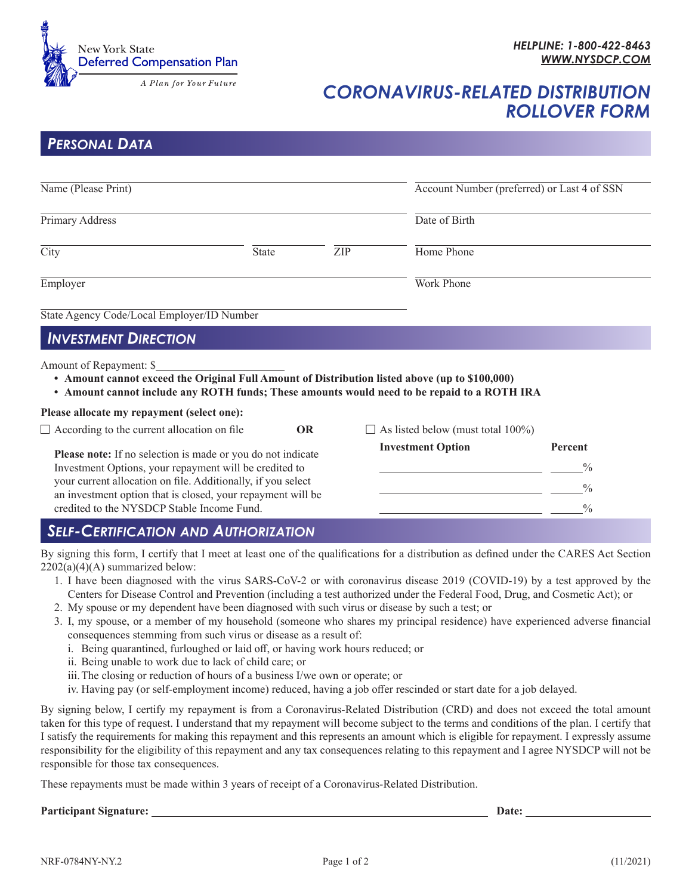New York State
Deferred Compensation Plan

*A Plan for Your Future*

***HELPLINE: 1-800-422-8463***
***WWW.NYSDCP.COM***

# *CORONAVIRUS-RELATED DISTRIBUTION ROLLOVER FORM*

## *PERSONAL DATA*

Name (Please Print) ______________________

Account Number (preferred) or Last 4 of SSN ______________________

Primary Address ______________________

Date of Birth ______________________

City ______________ State ________ ZIP ________

Home Phone ______________________

Employer ______________________

Work Phone ______________________

State Agency Code/Local Employer/ID Number ______________________

## *INVESTMENT DIRECTION*

Amount of Repayment: $______________________

- **Amount cannot exceed the Original Full Amount of Distribution listed above (up to $100,000)**
- **Amount cannot include any ROTH funds; These amounts would need to be repaid to a ROTH IRA**

**Please allocate my repayment (select one):**

☐ According to the current allocation on file **OR** ☐ As listed below (must total 100%)

| Investment Option | Percent |
|---|---|
| ______________________ | ______% |
| ______________________ | ______% |
| ______________________ | ______% |

**Please note:** If no selection is made or you do not indicate Investment Options, your repayment will be credited to your current allocation on file. Additionally, if you select an investment option that is closed, your repayment will be credited to the NYSDCP Stable Income Fund.

## *SELF-CERTIFICATION AND AUTHORIZATION*

By signing this form, I certify that I meet at least one of the qualifications for a distribution as defined under the CARES Act Section 2202(a)(4)(A) summarized below:

1. I have been diagnosed with the virus SARS-CoV-2 or with coronavirus disease 2019 (COVID-19) by a test approved by the Centers for Disease Control and Prevention (including a test authorized under the Federal Food, Drug, and Cosmetic Act); or
2. My spouse or my dependent have been diagnosed with such virus or disease by such a test; or
3. I, my spouse, or a member of my household (someone who shares my principal residence) have experienced adverse financial consequences stemming from such virus or disease as a result of:
   i. Being quarantined, furloughed or laid off, or having work hours reduced; or
   ii. Being unable to work due to lack of child care; or
   iii. The closing or reduction of hours of a business I/we own or operate; or
   iv. Having pay (or self-employment income) reduced, having a job offer rescinded or start date for a job delayed.

By signing below, I certify my repayment is from a Coronavirus-Related Distribution (CRD) and does not exceed the total amount taken for this type of request. I understand that my repayment will become subject to the terms and conditions of the plan. I certify that I satisfy the requirements for making this repayment and this represents an amount which is eligible for repayment. I expressly assume responsibility for the eligibility of this repayment and any tax consequences relating to this repayment and I agree NYSDCP will not be responsible for those tax consequences.

These repayments must be made within 3 years of receipt of a Coronavirus-Related Distribution.

**Participant Signature:** ______________________________ **Date:** ______________

NRF-0784NY-NY.2 (11/2021)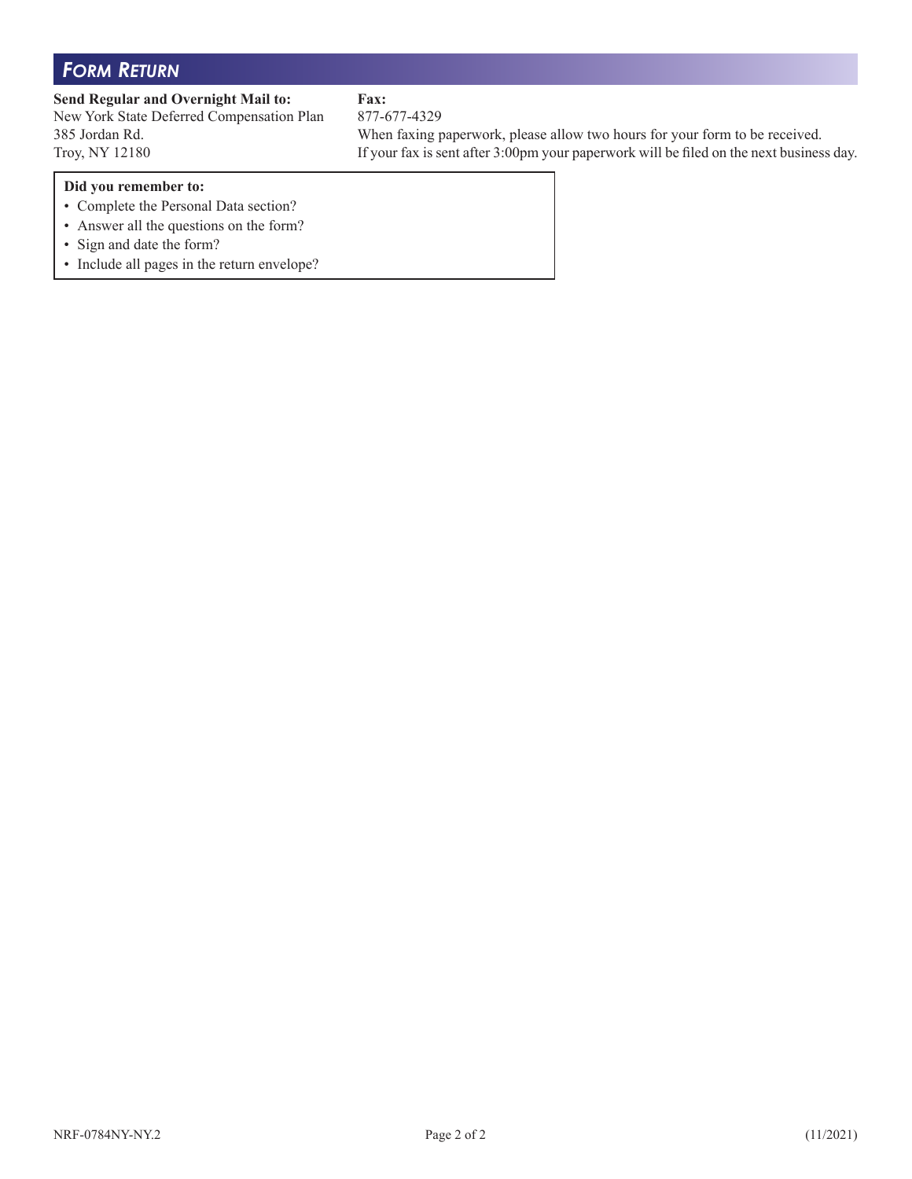## *Form Return*

**Send Regular and Overnight Mail to:**
New York State Deferred Compensation Plan
385 Jordan Rd.
Troy, NY 12180

**Fax:**
877-677-4329
When faxing paperwork, please allow two hours for your form to be received.
If your fax is sent after 3:00pm your paperwork will be filed on the next business day.

**Did you remember to:**

- Complete the Personal Data section?
- Answer all the questions on the form?
- Sign and date the form?
- Include all pages in the return envelope?

NRF-0784NY-NY.2 (11/2021)